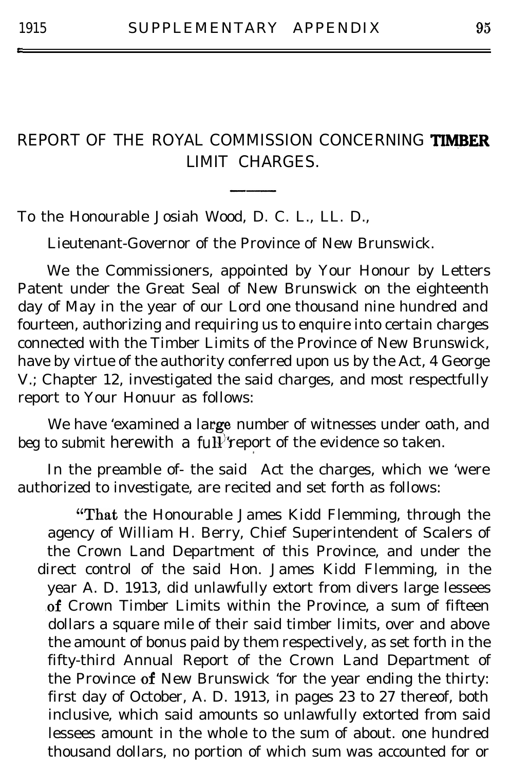# REPORT OF THE ROYAL COMMISSION CONCERNING TIMBER LIMIT CHARGES.

To the Honourable Josiah Wood, D. C. L., LL. D.,

Lieutenant-Governor of the Province of New Brunswick.

We the Commissioners, appointed by Your Honour by Letters Patent under the Great Seal of New Brunswick on the eighteenth day of May in the year of our Lord one thousand nine hundred and fourteen, authorizing and requiring us to enquire into certain charges connected with the Timber Limits of the Province of New Brunswick, have by virtue of the authority conferred upon us by the Act, 4 George V.; Chapter 12, investigated the said charges, and most respectfully report to Your Honuur as follows:

We have examined a large number of witnesses under oath, and beg to submit herewith a full report of the evidence so taken.

In the preamble of the said Act the charges, which we were authorized to investigate, are recited and set forth as follows:

> "That the Honourable James Kidd Flemming, through the agency of William H. Berry, Chief Superintendent of Scalers of the Crown Land Department of this Province, and under the direct control of the said Hon. James Kidd Flemming, in the year A. D. 1913, did unlawfully extort from divers large lessees of Crown Timber Limits within the Province, a sum of fifteen dollars a square mile of their said timber limits, over and above the amount of bonus paid by them respectively, as set forth in the fifty-third Annual Report of the Crown Land Department of the Province of New Brunswick for the year ending the thirty: first day of October, A. D. 1913, in pages 23 to 27 thereof, both inclusive, which said amounts so unlawfully extorted from said lessees amount in the whole to the sum of about. one hundred thousand dollars, no portion of which sum was accounted for or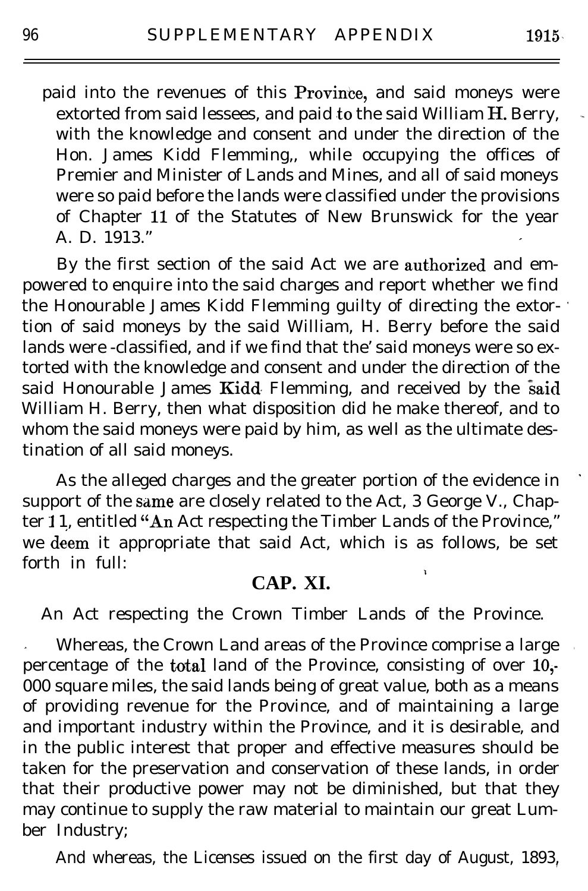paid into the revenues of this Province, and said moneys were extorted from said lessees, and paid to the said William H. Berry, with the knowledge and consent and under the direction of the Hon. James Kidd Flemming,, while occupying the offices of Premier and Minister of Lands and Mines, and all of said moneys were so paid before the lands were classified under the provisions of Chapter 11 of the Statutes of New Brunswick for the year A. D. 1913."

By the first section of the said Act we are authorized and empowered to enquire into the said charges and report whether we find the Honourable James Kidd Flemming guilty of directing the extortion of said moneys by the said William, H. Berry before the said lands were -classified, and if we find that the' said moneys were so extorted with the knowledge and consent and under the direction of the said Honourable James Kidd Flemming, and received by the said William H. Berry, then what disposition did he make thereof, and to whom the said moneys were paid by him, as well as the ultimate destination of all said moneys.

As the alleged charges and the greater portion of the evidence in support of the same are closely related to the Act, 3 George V., Chapter 11, entitled "An Act respecting the Timber Lands of the Province," we deem it appropriate that said Act, which is as follows, be set forth in full:

## CAP. XI.

An Act respecting the Crown Timber Lands of the Province.

Whereas, the Crown Land areas of the Province comprise a large percentage of the total land of the Province, consisting of over 10,000 square miles, the said lands being of great value, both as a means of providing revenue for the Province, and of maintaining a large and important industry within the Province, and it is desirable, and in the public interest that proper and effective measures should be taken for the preservation and conservation of these lands, in order that their productive power may not be diminished, but that they may continue to supply the raw material to maintain our great Lumber Industry;

And whereas, the Licenses issued on the first day of August, 1893,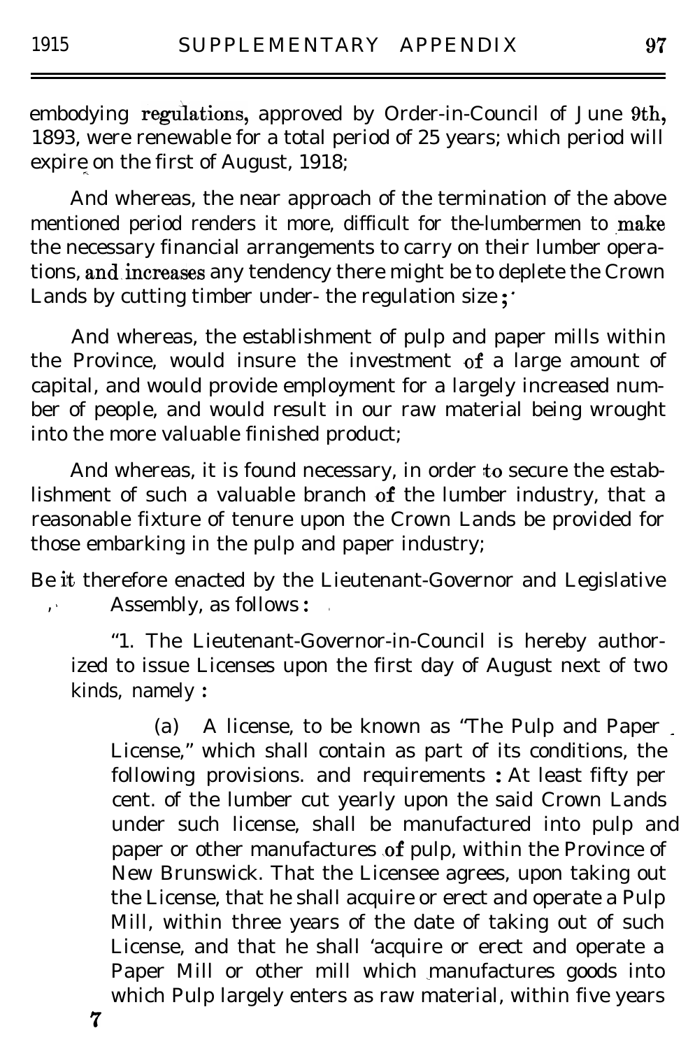embodying regulations, approved by Order-in-Council of June 9th, 1893, were renewable for a total period of 25 years; which period will expire on the first of August, 1918;

And whereas, the near approach of the termination of the above mentioned period renders it more, difficult for the lumbermen to make the necessary financial arrangements to carry on their lumber operations, and increases any tendency there might be to deplete the Crown Lands by cutting timber under- the regulation size;

And whereas, the establishment of pulp and paper mills within the Province, would insure the investment of a large amount of capital, and would provide employment for a largely increased number of people, and would result in our raw material being wrought into the more valuable finished product;

And whereas, it is found necessary, in order to secure the establishment of such a valuable branch of the lumber industry, that a reasonable fixture of tenure upon the Crown Lands be provided for those embarking in the pulp and paper industry;

Be it therefore enacted by the Lieutenant-Governor and Legislative Assembly, as follows:

"1. The Lieutenant-Governor-in-Council is hereby authorized to issue Licenses upon the first day of August next of two kinds, namely:

(a) A license, to be known as "The Pulp and Paper License," which shall contain as part of its conditions, the following provisions. and requirements: At least fifty per cent. of the lumber cut yearly upon the said Crown Lands under such license, shall be manufactured into pulp and paper or other manufactures of pulp, within the Province of New Brunswick. That the Licensee agrees, upon taking out the License, that he shall acquire or erect and operate a Pulp Mill, within three years of the date of taking out of such License, and that he shall 'acquire or erect and operate a Paper Mill or other mill which manufactures goods into which Pulp largely enters as raw material, within five years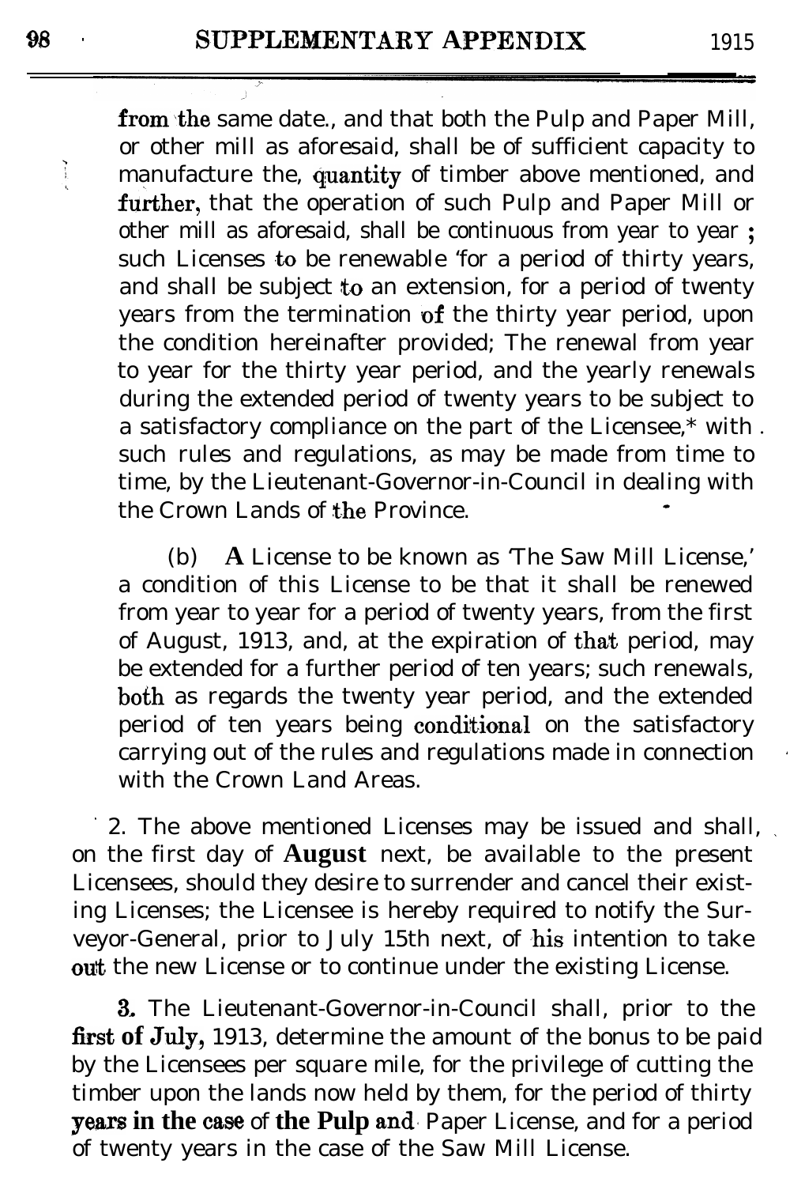from the same date., and that both the Pulp and Paper Mill, or other mill as aforesaid, shall be of sufficient capacity to manufacture the, quantity of timber above mentioned, and further, that the operation of such Pulp and Paper Mill or other mill as aforesaid, shall be continuous from year to year ; such Licenses to be renewable 'for a period of thirty years, and shall be subject to an extension, for a period of twenty years from the termination of the thirty year period, upon the condition hereinafter provided; The renewal from year to year for the thirty year period, and the yearly renewals during the extended period of twenty years to be subject to a satisfactory compliance on the part of the Licensee,* with such rules and regulations, as may be made from time to time, by the Lieutenant-Governor-in-Council in dealing with the Crown Lands of the Province.

(b) A License to be known as 'The Saw Mill License,' a condition of this License to be that it shall be renewed from year to year for a period of twenty years, from the first of August, 1913, and, at the expiration of that period, may be extended for a further period of ten years; such renewals, both as regards the twenty year period, and the extended period of ten years being conditional on the satisfactory carrying out of the rules and regulations made in connection with the Crown Land Areas.

2. The above mentioned Licenses may be issued and shall, on the first day of **August** next, be available to the present Licensees, should they desire to surrender and cancel their existing Licenses; the Licensee is hereby required to notify the Surveyor-General, prior to July 15th next, of his intention to take out the new License or to continue under the existing License.

3. The Lieutenant-Governor-in-Council shall, prior to the **first of July,** 1913, determine the amount of the bonus to be paid by the Licensees per square mile, for the privilege of cutting the timber upon the lands now held by them, for the period of thirty **years in the case** of **the Pulp and** Paper License, and for a period of twenty years in the case of the Saw Mill License.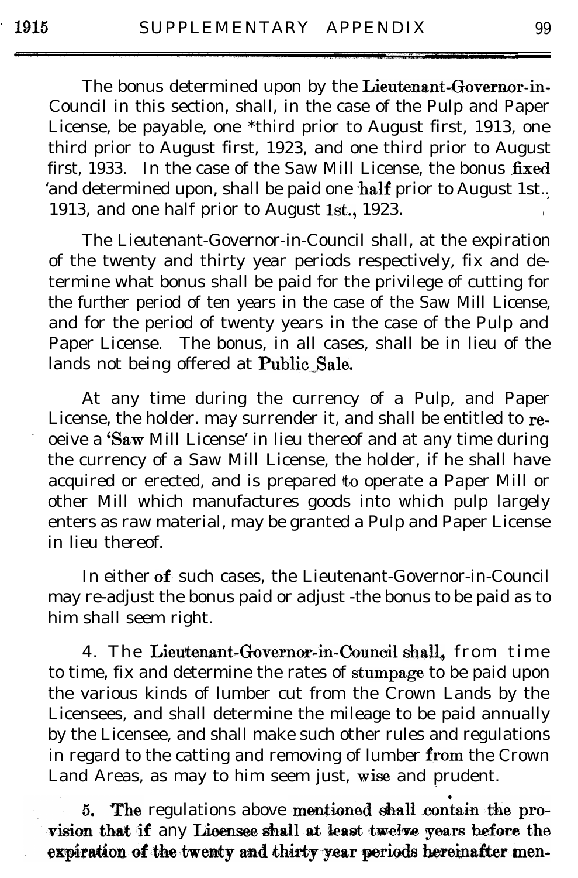The bonus determined upon by the Lieutenant-Governor-in-Council in this section, shall, in the case of the Pulp and Paper License, be payable, one *third prior to August first, 1913, one third prior to August first, 1923, and one third prior to August first, 1933. In the case of the Saw Mill License, the bonus fixed 'and determined upon, shall be paid one half prior to August 1st., 1913, and one half prior to August 1st., 1923.

The Lieutenant-Governor-in-Council shall, at the expiration of the twenty and thirty year periods respectively, fix and determine what bonus shall be paid for the privilege of cutting for the further period of ten years in the case of the Saw Mill License, and for the period of twenty years in the case of the Pulp and Paper License. The bonus, in all cases, shall be in lieu of the lands not being offered at Public Sale.

At any time during the currency of a Pulp, and Paper License, the holder. may surrender it, and shall be entitled to receive a 'Saw Mill License' in lieu thereof and at any time during the currency of a Saw Mill License, the holder, if he shall have acquired or erected, and is prepared to operate a Paper Mill or other Mill which manufactures goods into which pulp largely enters as raw material, may be granted a Pulp and Paper License in lieu thereof.

In either of such cases, the Lieutenant-Governor-in-Council may re-adjust the bonus paid or adjust -the bonus to be paid as to him shall seem right.

4. The Lieutenant-Governor-in-Council shall, from time to time, fix and determine the rates of stumpage to be paid upon the various kinds of lumber cut from the Crown Lands by the Licensees, and shall determine the mileage to be paid annually by the Licensee, and shall make such other rules and regulations in regard to the catting and removing of lumber from the Crown Land Areas, as may to him seem just, wise and prudent.

5. The regulations above mentioned shall contain the provision that if any Licensee shall at least twelve years before the expiration of the twenty and thirty year periods hereinafter men-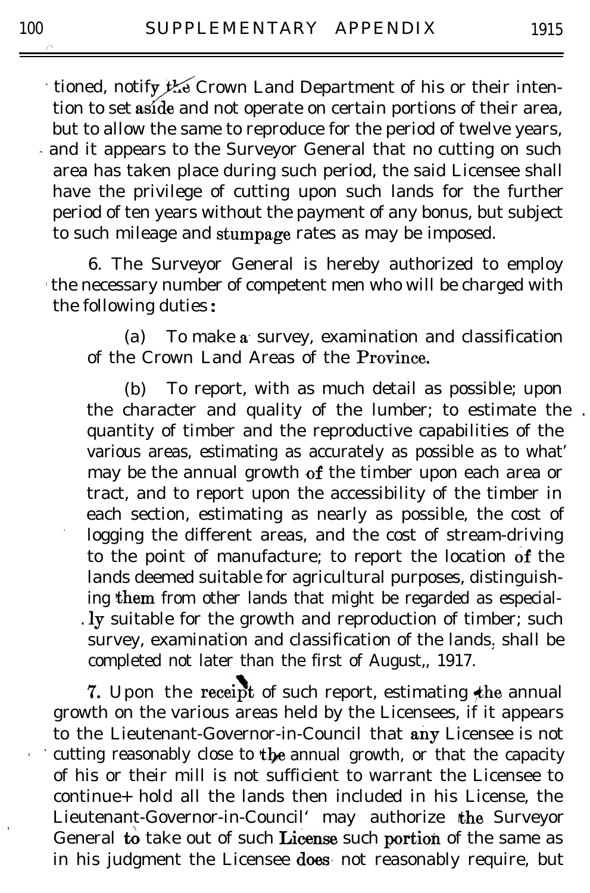tioned, notify the Crown Land Department of his or their intention to set aside and not operate on certain portions of their area, but to allow the same to reproduce for the period of twelve years, and it appears to the Surveyor General that no cutting on such area has taken place during such period, the said Licensee shall have the privilege of cutting upon such lands for the further period of ten years without the payment of any bonus, but subject to such mileage and stumpage rates as may be imposed.

6. The Surveyor General is hereby authorized to employ the necessary number of competent men who will be charged with the following duties:

(a) To make a survey, examination and classification of the Crown Land Areas of the Province.

(b) To report, with as much detail as possible; upon the character and quality of the lumber; to estimate the quantity of timber and the reproductive capabilities of the various areas, estimating as accurately as possible as to what may be the annual growth of the timber upon each area or tract, and to report upon the accessibility of the timber in each section, estimating as nearly as possible, the cost of logging the different areas, and the cost of stream-driving to the point of manufacture; to report the location of the lands deemed suitable for agricultural purposes, distinguishing them from other lands that might be regarded as especially suitable for the growth and reproduction of timber; such survey, examination and classification of the lands, shall be completed not later than the first of August,, 1917.

7. Upon the receipt of such report, estimating the annual growth on the various areas held by the Licensees, if it appears to the Lieutenant-Governor-in-Council that any Licensee is not cutting reasonably close to the annual growth, or that the capacity of his or their mill is not sufficient to warrant the Licensee to continue+ hold all the lands then included in his License, the Lieutenant-Governor-in-Council' may authorize the Surveyor General to take out of such License such portion of the same as in his judgment the Licensee does not reasonably require, but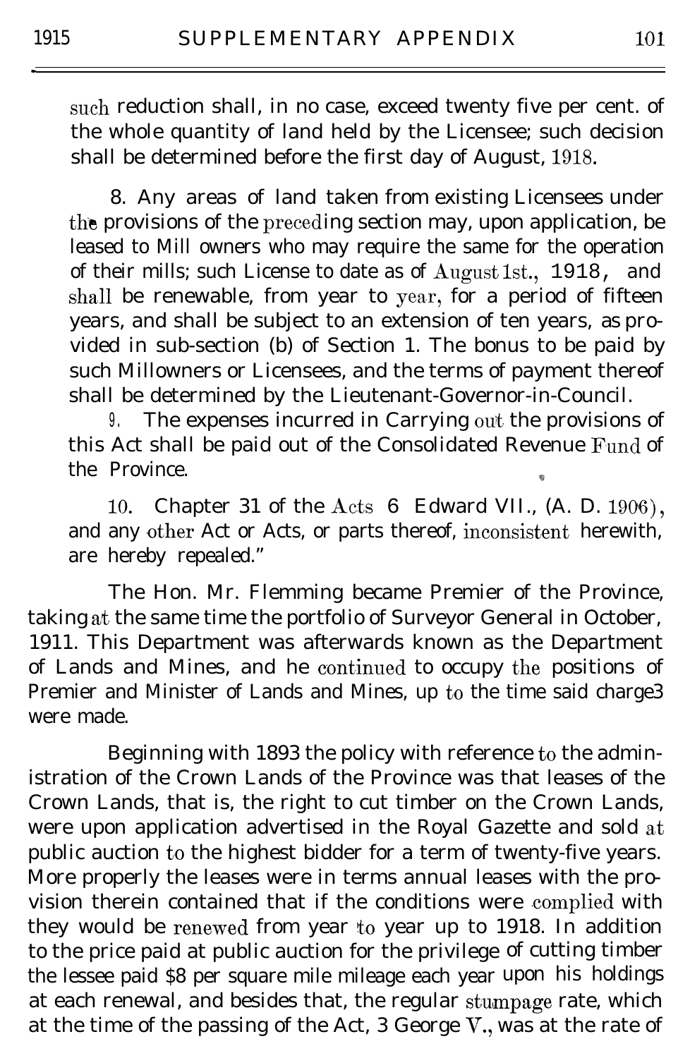such reduction shall, in no case, exceed twenty five per cent. of the whole quantity of land held by the Licensee; such decision shall be determined before the first day of August, 1918.

8. Any areas of land taken from existing Licensees under the provisions of the preceding section may, upon application, be leased to Mill owners who may require the same for the operation of their mills; such License to date as of August 1st., 1918, and shall be renewable, from year to year, for a period of fifteen years, and shall be subject to an extension of ten years, as provided in sub-section (b) of Section 1. The bonus to be paid by such Millowners or Licensees, and the terms of payment thereof shall be determined by the Lieutenant-Governor-in-Council.

9. The expenses incurred in Carrying out the provisions of this Act shall be paid out of the Consolidated Revenue Fund of the Province.

10. Chapter 31 of the Acts 6 Edward VII., (A. D. 1906), and any other Act or Acts, or parts thereof, inconsistent herewith, are hereby repealed."

The Hon. Mr. Flemming became Premier of the Province, taking at the same time the portfolio of Surveyor General in October, 1911. This Department was afterwards known as the Department of Lands and Mines, and he continued to occupy the positions of Premier and Minister of Lands and Mines, up to the time said charge3 were made.

Beginning with 1893 the policy with reference to the administration of the Crown Lands of the Province was that leases of the Crown Lands, that is, the right to cut timber on the Crown Lands, were upon application advertised in the Royal Gazette and sold at public auction to the highest bidder for a term of twenty-five years. More properly the leases were in terms annual leases with the provision therein contained that if the conditions were complied with they would be renewed from year to year up to 1918. In addition to the price paid at public auction for the privilege of cutting timber the lessee paid $8 per square mile mileage each year upon his holdings at each renewal, and besides that, the regular stumpage rate, which at the time of the passing of the Act, 3 George V., was at the rate of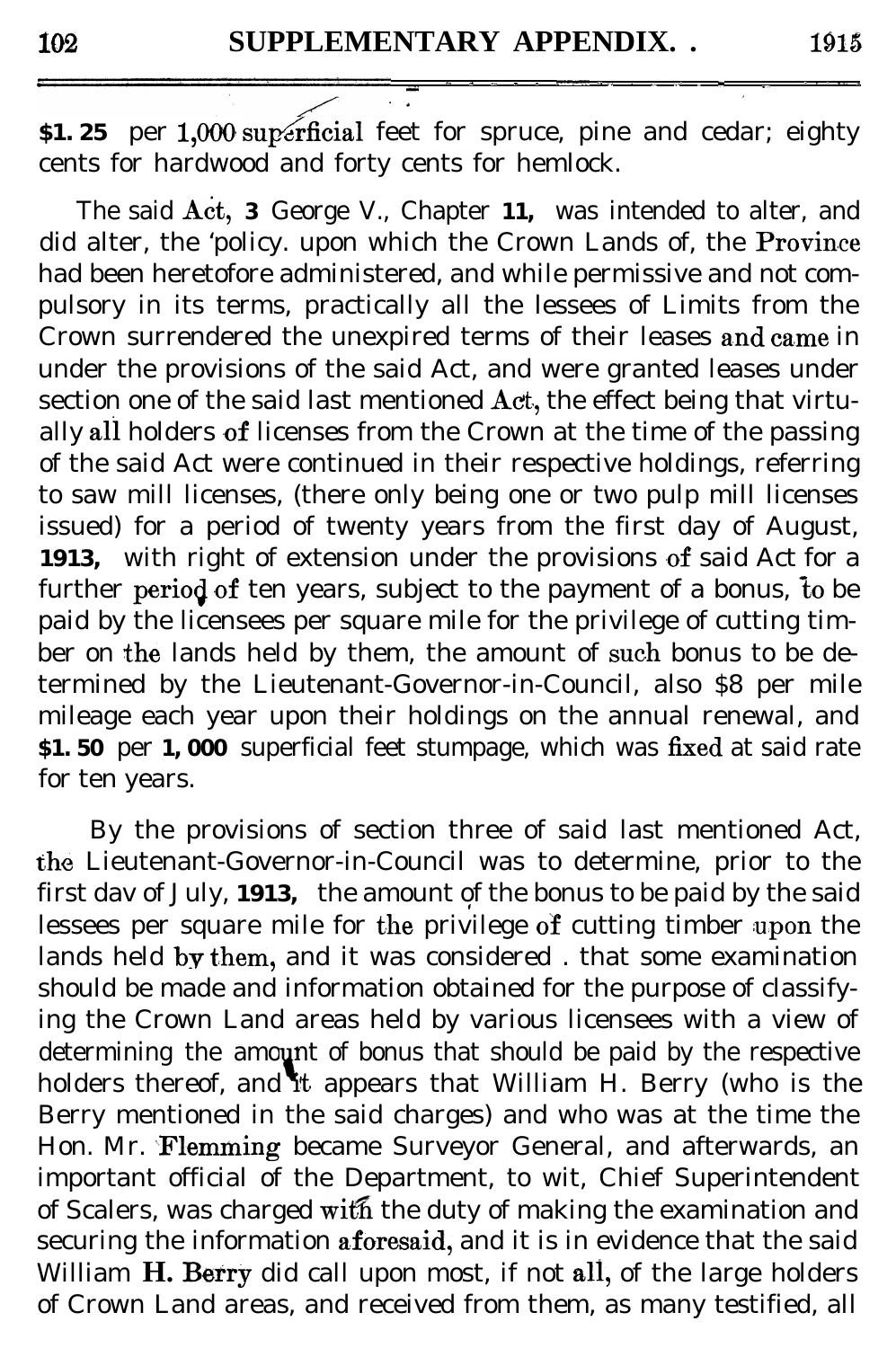$1.25 per 1,000 superficial feet for spruce, pine and cedar; eighty cents for hardwood and forty cents for hemlock.

The said Act, 3 George V., Chapter 11, was intended to alter, and did alter, the policy upon which the Crown Lands of the Province had been heretofore administered, and while permissive and not compulsory in its terms, practically all the lessees of Limits from the Crown surrendered the unexpired terms of their leases and came in under the provisions of the said Act, and were granted leases under section one of the said last mentioned Act, the effect being that virtually all holders of licenses from the Crown at the time of the passing of the said Act were continued in their respective holdings, referring to saw mill licenses, (there only being one or two pulp mill licenses issued) for a period of twenty years from the first day of August, 1913, with right of extension under the provisions of said Act for a further period of ten years, subject to the payment of a bonus, to be paid by the licensees per square mile for the privilege of cutting timber on the lands held by them, the amount of such bonus to be determined by the Lieutenant-Governor-in-Council, also $8 per mile mileage each year upon their holdings on the annual renewal, and $1.50 per 1,000 superficial feet stumpage, which was fixed at said rate for ten years.

By the provisions of section three of said last mentioned Act, the Lieutenant-Governor-in-Council was to determine, prior to the first dav of July, 1913, the amount of the bonus to be paid by the said lessees per square mile for the privilege of cutting timber upon the lands held by them, and it was considered that some examination should be made and information obtained for the purpose of classifying the Crown Land areas held by various licensees with a view of determining the amount of bonus that should be paid by the respective holders thereof, and it appears that William H. Berry (who is the Berry mentioned in the said charges) and who was at the time the Hon. Mr. Flemming became Surveyor General, and afterwards, an important official of the Department, to wit, Chief Superintendent of Scalers, was charged with the duty of making the examination and securing the information aforesaid, and it is in evidence that the said William H. Berry did call upon most, if not all, of the large holders of Crown Land areas, and received from them, as many testified, all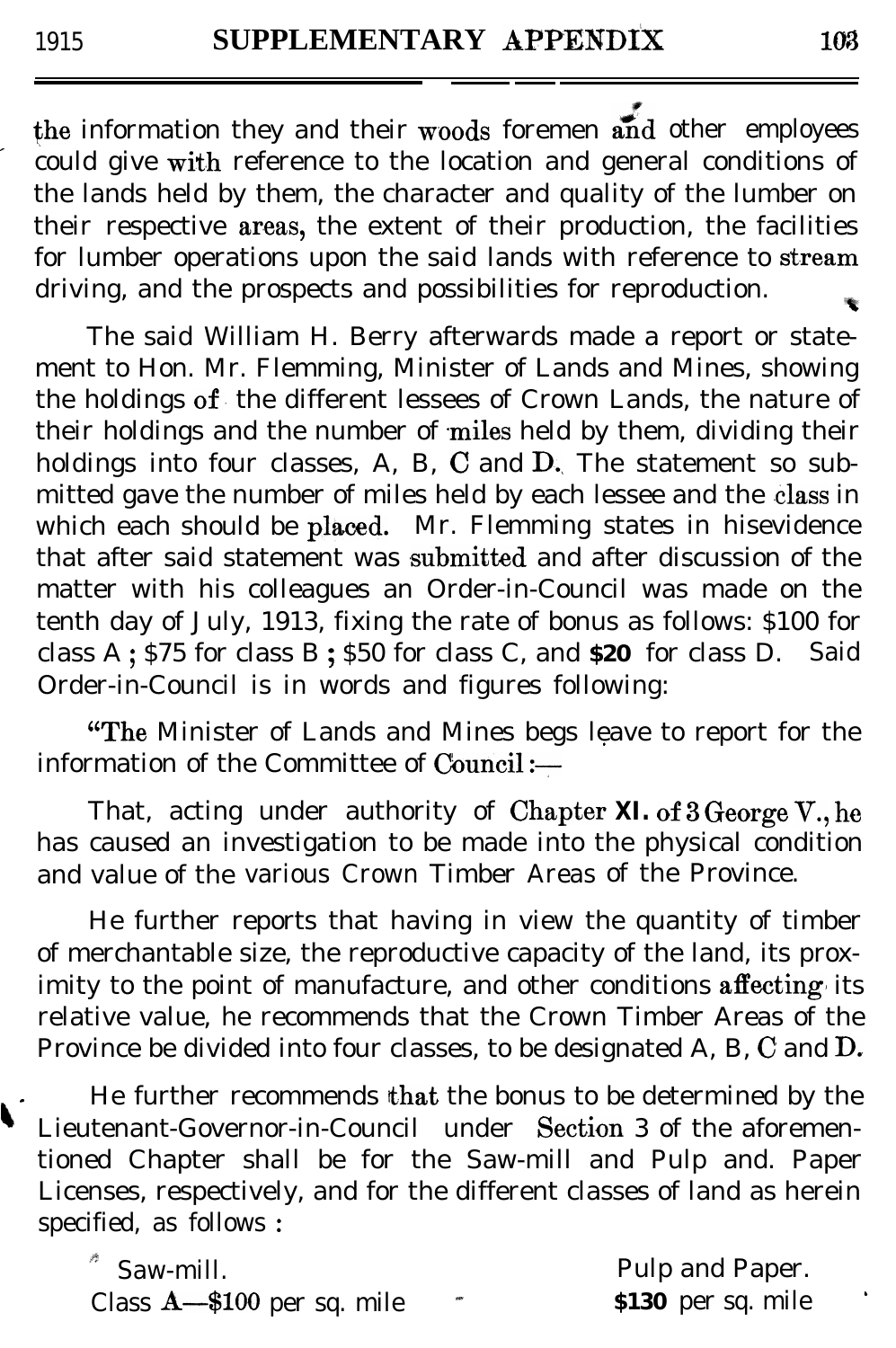the information they and their woods foremen and other employees could give with reference to the location and general conditions of the lands held by them, the character and quality of the lumber on their respective areas, the extent of their production, the facilities for lumber operations upon the said lands with reference to stream driving, and the prospects and possibilities for reproduction.

The said William H. Berry afterwards made a report or statement to Hon. Mr. Flemming, Minister of Lands and Mines, showing the holdings of the different lessees of Crown Lands, the nature of their holdings and the number of miles held by them, dividing their holdings into four classes, A, B, C and D. The statement so submitted gave the number of miles held by each lessee and the class in which each should be placed. Mr. Flemming states in hisevidence that after said statement was submitted and after discussion of the matter with his colleagues an Order-in-Council was made on the tenth day of July, 1913, fixing the rate of bonus as follows: $100 for class A; $75 for class B; $50 for class C, and $20 for class D. Said Order-in-Council is in words and figures following:

"The Minister of Lands and Mines begs leave to report for the information of the Committee of Council:—

That, acting under authority of Chapter XI. of 3 George V., he has caused an investigation to be made into the physical condition and value of the various Crown Timber Areas of the Province.

He further reports that having in view the quantity of timber of merchantable size, the reproductive capacity of the land, its proximity to the point of manufacture, and other conditions affecting its relative value, he recommends that the Crown Timber Areas of the Province be divided into four classes, to be designated A, B, C and D.

He further recommends that the bonus to be determined by the Lieutenant-Governor-in-Council under Section 3 of the aforementioned Chapter shall be for the Saw-mill and Pulp and. Paper Licenses, respectively, and for the different classes of land as herein specified, as follows:

| Saw-mill. | Pulp and Paper. |
|---|---|
| Class A—$100 per sq. mile | $130 per sq. mile |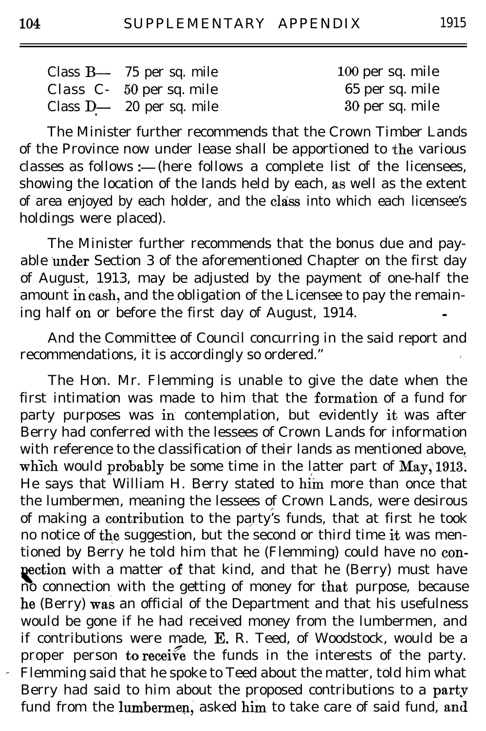| | | |
|---|---|---|
| Class B— | 75 per sq. mile | 100 per sq. mile |
| Class C- | 50 per sq. mile | 65 per sq. mile |
| Class D— | 20 per sq. mile | 30 per sq. mile |

The Minister further recommends that the Crown Timber Lands of the Province now under lease shall be apportioned to the various classes as follows :— (here follows a complete list of the licensees, showing the location of the lands held by each, as well as the extent of area enjoyed by each holder, and the class into which each licensee's holdings were placed).

The Minister further recommends that the bonus due and payable under Section 3 of the aforementioned Chapter on the first day of August, 1913, may be adjusted by the payment of one-half the amount in cash, and the obligation of the Licensee to pay the remaining half on or before the first day of August, 1914.

And the Committee of Council concurring in the said report and recommendations, it is accordingly so ordered."

The Hon. Mr. Flemming is unable to give the date when the first intimation was made to him that the formation of a fund for party purposes was in contemplation, but evidently it was after Berry had conferred with the lessees of Crown Lands for information with reference to the classification of their lands as mentioned above, which would probably be some time in the latter part of May, 1913. He says that William H. Berry stated to him more than once that the lumbermen, meaning the lessees of Crown Lands, were desirous of making a contribution to the party's funds, that at first he took no notice of the suggestion, but the second or third time it was mentioned by Berry he told him that he (Flemming) could have no connection with a matter of that kind, and that he (Berry) must have no connection with the getting of money for that purpose, because he (Berry) was an official of the Department and that his usefulness would be gone if he had received money from the lumbermen, and if contributions were made, E. R. Teed, of Woodstock, would be a proper person to receive the funds in the interests of the party. Flemming said that he spoke to Teed about the matter, told him what Berry had said to him about the proposed contributions to a party fund from the lumbermen, asked him to take care of said fund, and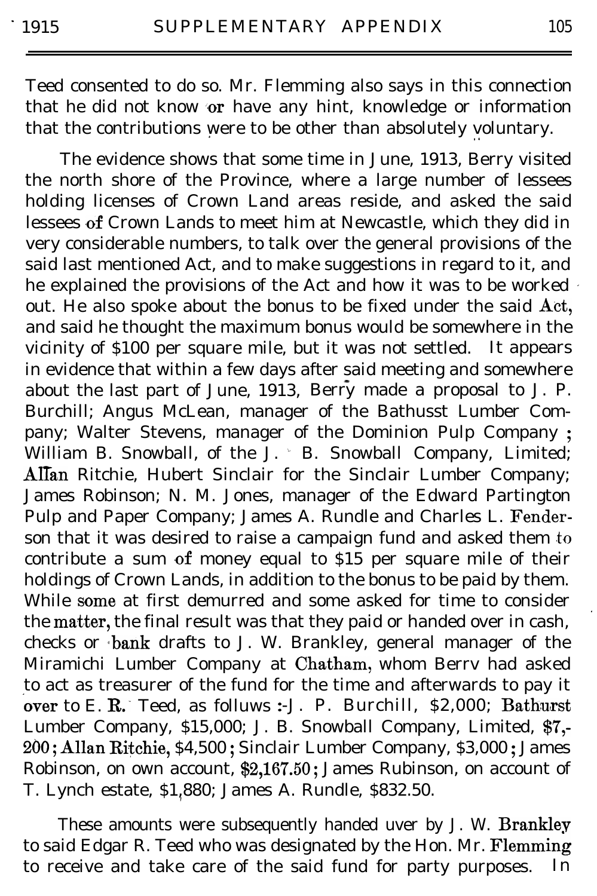Teed consented to do so. Mr. Flemming also says in this connection that he did not know or have any hint, knowledge or information that the contributions were to be other than absolutely voluntary.

The evidence shows that some time in June, 1913, Berry visited the north shore of the Province, where a large number of lessees holding licenses of Crown Land areas reside, and asked the said lessees of Crown Lands to meet him at Newcastle, which they did in very considerable numbers, to talk over the general provisions of the said last mentioned Act, and to make suggestions in regard to it, and he explained the provisions of the Act and how it was to be worked out. He also spoke about the bonus to be fixed under the said Act, and said he thought the maximum bonus would be somewhere in the vicinity of $100 per square mile, but it was not settled. It appears in evidence that within a few days after said meeting and somewhere about the last part of June, 1913, Berry made a proposal to J. P. Burchill; Angus McLean, manager of the Bathusst Lumber Company; Walter Stevens, manager of the Dominion Pulp Company; William B. Snowball, of the J. B. Snowball Company, Limited; Allan Ritchie, Hubert Sinclair for the Sinclair Lumber Company; James Robinson; N. M. Jones, manager of the Edward Partington Pulp and Paper Company; James A. Rundle and Charles L. Fenderson that it was desired to raise a campaign fund and asked them to contribute a sum of money equal to $15 per square mile of their holdings of Crown Lands, in addition to the bonus to be paid by them. While some at first demurred and some asked for time to consider the matter, the final result was that they paid or handed over in cash, checks or bank drafts to J. W. Brankley, general manager of the Miramichi Lumber Company at Chatham, whom Berrv had asked to act as treasurer of the fund for the time and afterwards to pay it over to E. R. Teed, as folluws :-J. P. Burchill, $2,000; Bathurst Lumber Company, $15,000; J. B. Snowball Company, Limited, $7,200; Allan Ritchie, $4,500; Sinclair Lumber Company, $3,000; James Robinson, on own account, $2,167.50; James Rubinson, on account of T. Lynch estate, $1,880; James A. Rundle, $832.50.

These amounts were subsequently handed uver by J. W. Brankley to said Edgar R. Teed who was designated by the Hon. Mr. Flemming to receive and take care of the said fund for party purposes. In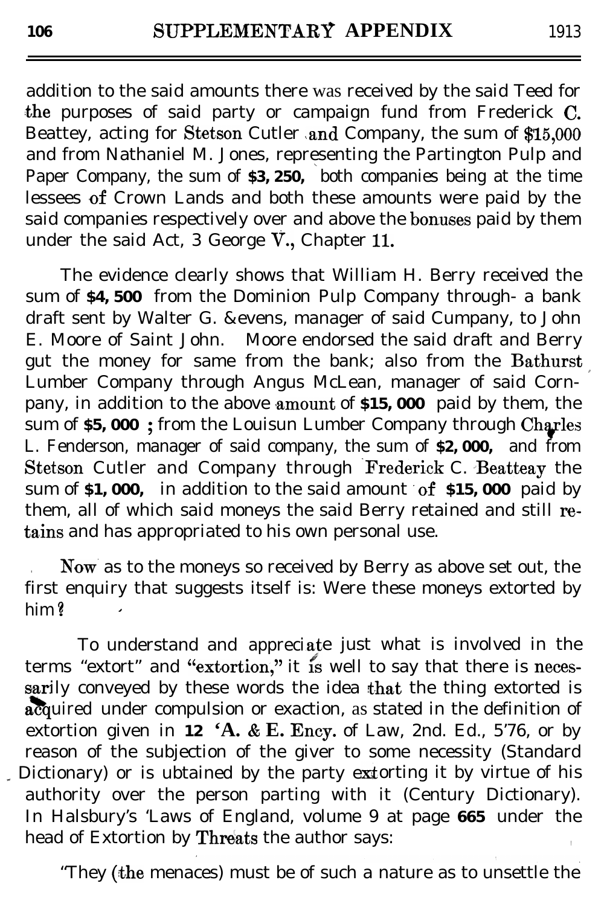addition to the said amounts there was received by the said Teed for the purposes of said party or campaign fund from Frederick C. Beattey, acting for Stetson Cutler and Company, the sum of $15,000 and from Nathaniel M. Jones, representing the Partington Pulp and Paper Company, the sum of **$3, 250,** both companies being at the time lessees of Crown Lands and both these amounts were paid by the said companies respectively over and above the bonuses paid by them under the said Act, 3 George V., Chapter 11.

The evidence clearly shows that William H. Berry received the sum of **$4, 500** from the Dominion Pulp Company through- a bank draft sent by Walter G. &evens, manager of said Cumpany, to John E. Moore of Saint John. Moore endorsed the said draft and Berry gut the money for same from the bank; also from the Bathurst Lumber Company through Angus McLean, manager of said Corn-pany, in addition to the above amount of **$15, 000** paid by them, the sum of **$5, 000** ; from the Louisun Lumber Company through Charles L. Fenderson, manager of said company, the sum of **$2, 000,** and from Stetson Cutler and Company through Frederick C. Beatteay the sum of **$1, 000,** in addition to the said amount of **$15, 000** paid by them, all of which said moneys the said Berry retained and still retains and has appropriated to his own personal use.

Now as to the moneys so received by Berry as above set out, the first enquiry that suggests itself is: Were these moneys extorted by him?

To understand and appreciate just what is involved in the terms "extort" and "extortion," it is well to say that there is necessarily conveyed by these words the idea that the thing extorted is acquired under compulsion or exaction, as stated in the definition of extortion given in **12 'A. & E. Ency.** of Law, 2nd. Ed., 576, or by reason of the subjection of the giver to some necessity (Standard Dictionary) or is ubtained by the party extorting it by virtue of his authority over the person parting with it (Century Dictionary). In Halsbury's 'Laws of England, volume 9 at page **665** under the head of Extortion by Threats the author says:

"They (the menaces) must be of such a nature as to unsettle the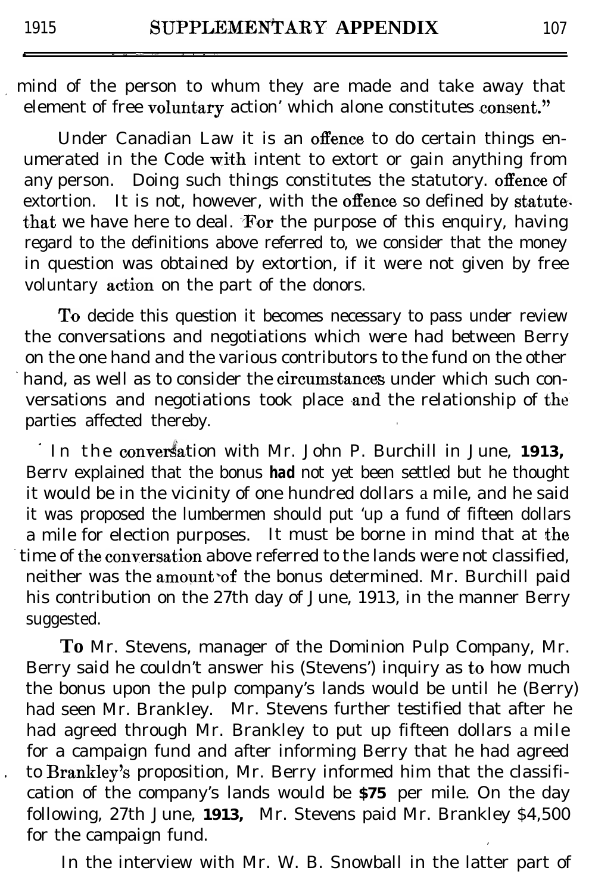mind of the person to whum they are made and take away that element of free voluntary action' which alone constitutes consent."

Under Canadian Law it is an offence to do certain things enumerated in the Code with intent to extort or gain anything from any person. Doing such things constitutes the statutory. offence of extortion. It is not, however, with the offence so defined by statute that we have here to deal. For the purpose of this enquiry, having regard to the definitions above referred to, we consider that the money in question was obtained by extortion, if it were not given by free voluntary action on the part of the donors.

To decide this question it becomes necessary to pass under review the conversations and negotiations which were had between Berry on the one hand and the various contributors to the fund on the other hand, as well as to consider the circumstances under which such conversations and negotiations took place and the relationship of the parties affected thereby.

In the conversation with Mr. John P. Burchill in June, **1913,** Berrv explained that the bonus **had** not yet been settled but he thought it would be in the vicinity of one hundred dollars a mile, and he said it was proposed the lumbermen should put 'up a fund of fifteen dollars a mile for election purposes. It must be borne in mind that at the time of the conversation above referred to the lands were not classified, neither was the amount of the bonus determined. Mr. Burchill paid his contribution on the 27th day of June, 1913, in the manner Berry suggested.

To Mr. Stevens, manager of the Dominion Pulp Company, Mr. Berry said he couldn't answer his (Stevens') inquiry as to how much the bonus upon the pulp company's lands would be until he (Berry) had seen Mr. Brankley. Mr. Stevens further testified that after he had agreed through Mr. Brankley to put up fifteen dollars a mile for a campaign fund and after informing Berry that he had agreed to Brankley's proposition, Mr. Berry informed him that the classification of the company's lands would be **$75** per mile. On the day following, 27th June, **1913,** Mr. Stevens paid Mr. Brankley $4,500 for the campaign fund.

In the interview with Mr. W. B. Snowball in the latter part of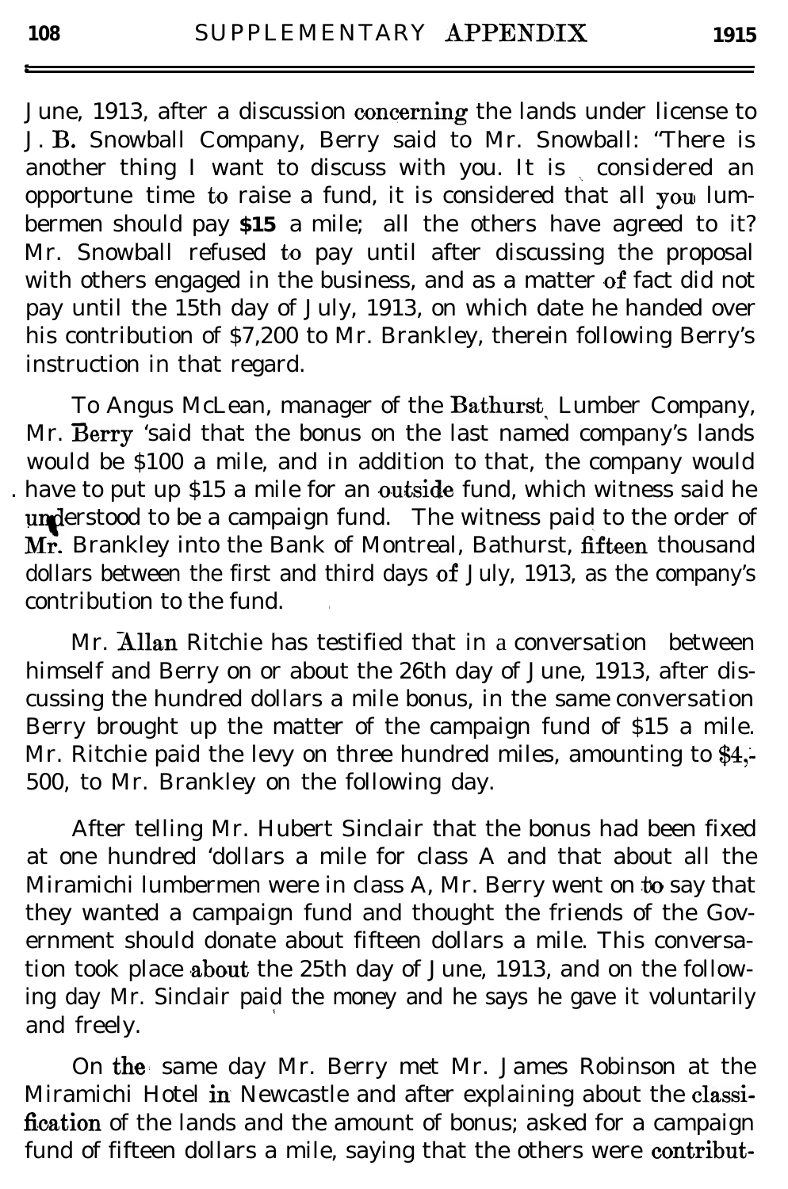June, 1913, after a discussion concerning the lands under license to J. B. Snowball Company, Berry said to Mr. Snowball: "There is another thing I want to discuss with you. It is considered an opportune time to raise a fund, it is considered that all you lumbermen should pay **$15** a mile; all the others have agreed to it? Mr. Snowball refused to pay until after discussing the proposal with others engaged in the business, and as a matter of fact did not pay until the 15th day of July, 1913, on which date he handed over his contribution of $7,200 to Mr. Brankley, therein following Berry's instruction in that regard.

To Angus McLean, manager of the Bathurst Lumber Company, Mr. Berry 'said that the bonus on the last named company's lands would be $100 a mile, and in addition to that, the company would have to put up $15 a mile for an outside fund, which witness said he understood to be a campaign fund. The witness paid to the order of Mr. Brankley into the Bank of Montreal, Bathurst, fifteen thousand dollars between the first and third days of July, 1913, as the company's contribution to the fund.

Mr. Allan Ritchie has testified that in a conversation between himself and Berry on or about the 26th day of June, 1913, after discussing the hundred dollars a mile bonus, in the same conversation Berry brought up the matter of the campaign fund of $15 a mile. Mr. Ritchie paid the levy on three hundred miles, amounting to $4,500, to Mr. Brankley on the following day.

After telling Mr. Hubert Sinclair that the bonus had been fixed at one hundred 'dollars a mile for class A and that about all the Miramichi lumbermen were in class A, Mr. Berry went on to say that they wanted a campaign fund and thought the friends of the Government should donate about fifteen dollars a mile. This conversation took place about the 25th day of June, 1913, and on the following day Mr. Sinclair paid the money and he says he gave it voluntarily and freely.

On the same day Mr. Berry met Mr. James Robinson at the Miramichi Hotel in Newcastle and after explaining about the classification of the lands and the amount of bonus; asked for a campaign fund of fifteen dollars a mile, saying that the others were contribut-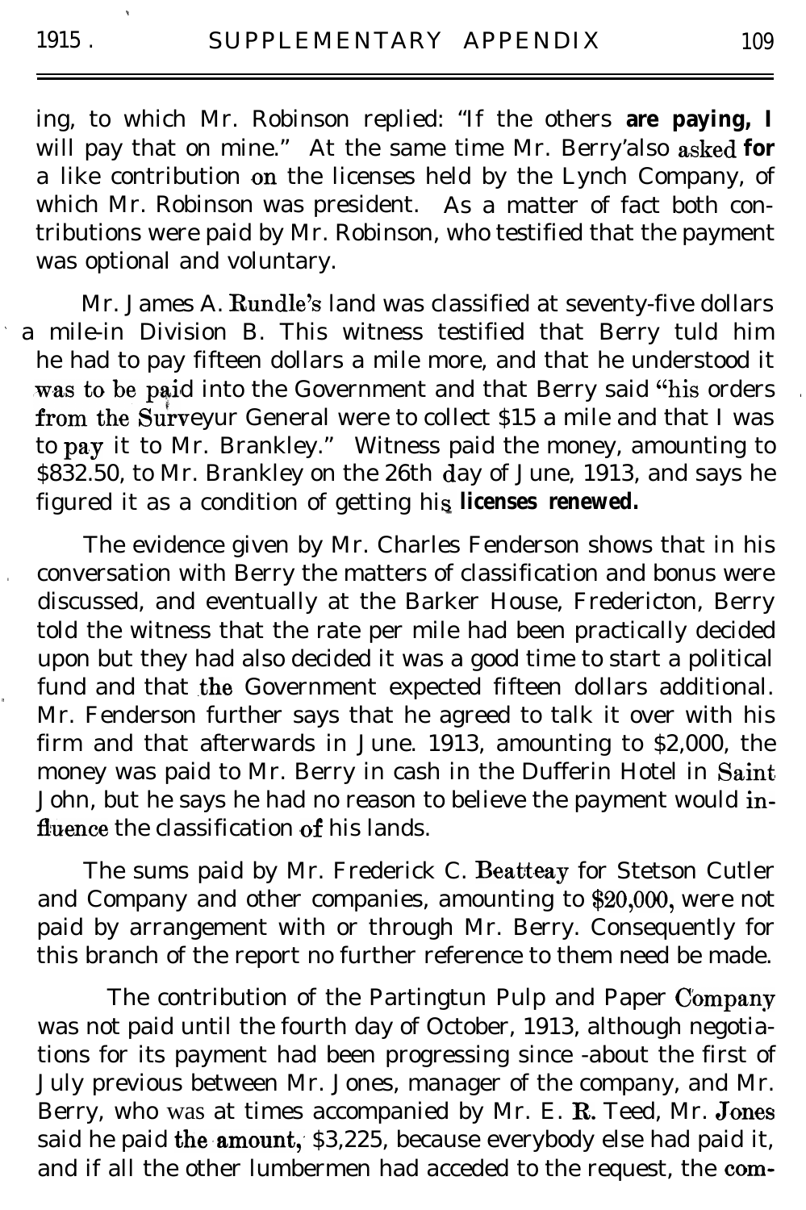ing, to which Mr. Robinson replied: "If the others **are paying, I** will pay that on mine." At the same time Mr. Berry also asked **for** a like contribution on the licenses held by the Lynch Company, of which Mr. Robinson was president. As a matter of fact both contributions were paid by Mr. Robinson, who testified that the payment was optional and voluntary.

Mr. James A. Rundle's land was classified at seventy-five dollars a mile in Division B. This witness testified that Berry tuld him he had to pay fifteen dollars a mile more, and that he understood it was to be paid into the Government and that Berry said "his orders from the Surveyur General were to collect $15 a mile and that I was to pay it to Mr. Brankley." Witness paid the money, amounting to $832.50, to Mr. Brankley on the 26th day of June, 1913, and says he figured it as a condition of getting his **licenses renewed.**

The evidence given by Mr. Charles Fenderson shows that in his conversation with Berry the matters of classification and bonus were discussed, and eventually at the Barker House, Fredericton, Berry told the witness that the rate per mile had been practically decided upon but they had also decided it was a good time to start a political fund and that the Government expected fifteen dollars additional. Mr. Fenderson further says that he agreed to talk it over with his firm and that afterwards in June. 1913, amounting to $2,000, the money was paid to Mr. Berry in cash in the Dufferin Hotel in Saint John, but he says he had no reason to believe the payment would influence the classification of his lands.

The sums paid by Mr. Frederick C. Beatteay for Stetson Cutler and Company and other companies, amounting to $20,000, were not paid by arrangement with or through Mr. Berry. Consequently for this branch of the report no further reference to them need be made.

The contribution of the Partingtun Pulp and Paper Company was not paid until the fourth day of October, 1913, although negotiations for its payment had been progressing since about the first of July previous between Mr. Jones, manager of the company, and Mr. Berry, who was at times accompanied by Mr. E. R. Teed, Mr. Jones said he paid the amount, $3,225, because everybody else had paid it, and if all the other lumbermen had acceded to the request, the com-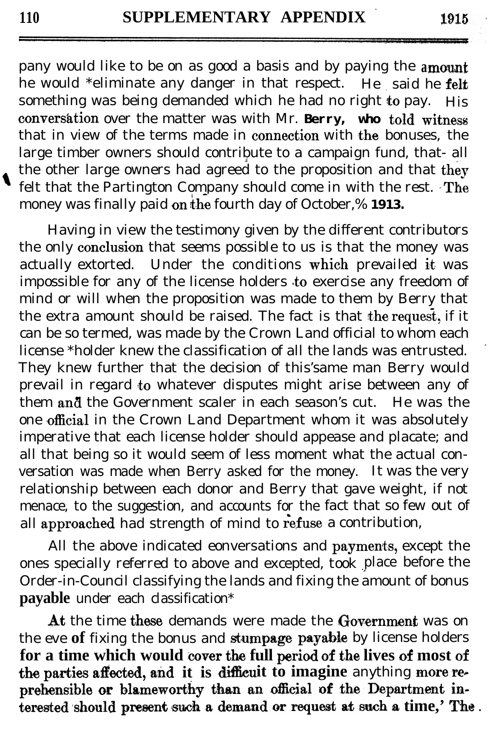pany would like to be on as good a basis and by paying the amount he would *eliminate any danger in that respect. He said he felt something was being demanded which he had no right to pay. His conversation over the matter was with Mr. **Berry, who** told witness that in view of the terms made in connection with the bonuses, the large timber owners should contribute to a campaign fund, that- all the other large owners had agreed to the proposition and that they felt that the Partington Company should come in with the rest. The money was finally paid on the fourth day of October,% **1913.**

Having in view the testimony given by the different contributors the only conclusion that seems possible to us is that the money was actually extorted. Under the conditions which prevailed it was impossible for any of the license holders to exercise any freedom of mind or will when the proposition was made to them by Berry that the extra amount should be raised. The fact is that the request, if it can be so termed, was made by the Crown Land official to whom each license *holder knew the classification of all the lands was entrusted. They knew further that the decision of this'same man Berry would prevail in regard to whatever disputes might arise between any of them and the Government scaler in each season's cut. He was the one official in the Crown Land Department whom it was absolutely imperative that each license holder should appease and placate; and all that being so it would seem of less moment what the actual conversation was made when Berry asked for the money. It was the very relationship between each donor and Berry that gave weight, if not menace, to the suggestion, and accounts for the fact that so few out of all approached had strength of mind to refuse a contribution,

All the above indicated eonversations and payments, except the ones specially referred to above and excepted, took place before the Order-in-Council classifying the lands and fixing the amount of bonus payable under each classification*

At the time these demands were made the Government was on the eve of fixing the bonus and stumpage payable by license holders for a time which would cover the full period of the lives of most of the parties affected, and it is difficult to imagine anything more reprehensible or blameworthy than an official of the Department interested should present such a demand or request at such a time,' The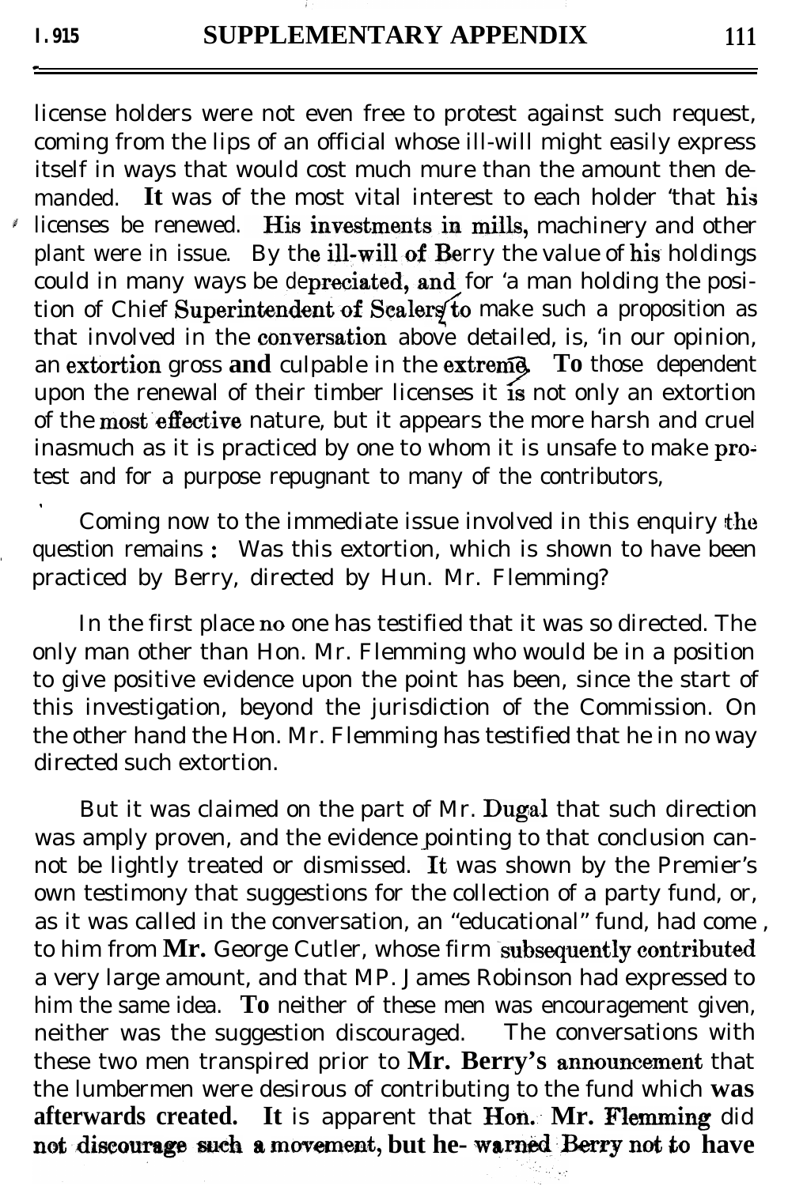license holders were not even free to protest against such request, coming from the lips of an official whose ill-will might easily express itself in ways that would cost much mure than the amount then demanded. It was of the most vital interest to each holder 'that his licenses be renewed. His investments in mills, machinery and other plant were in issue. By the ill-will of Berry the value of his holdings could in many ways be depreciated, and for 'a man holding the position of Chief Superintendent of Scalers to make such a proposition as that involved in the conversation above detailed, is, 'in our opinion, an extortion gross and culpable in the extreme. To those dependent upon the renewal of their timber licenses it is not only an extortion of the most effective nature, but it appears the more harsh and cruel inasmuch as it is practiced by one to whom it is unsafe to make protest and for a purpose repugnant to many of the contributors,

Coming now to the immediate issue involved in this enquiry the question remains : Was this extortion, which is shown to have been practiced by Berry, directed by Hun. Mr. Flemming?

In the first place no one has testified that it was so directed. The only man other than Hon. Mr. Flemming who would be in a position to give positive evidence upon the point has been, since the start of this investigation, beyond the jurisdiction of the Commission. On the other hand the Hon. Mr. Flemming has testified that he in no way directed such extortion.

But it was claimed on the part of Mr. Dugal that such direction was amply proven, and the evidence pointing to that conclusion cannot be lightly treated or dismissed. It was shown by the Premier's own testimony that suggestions for the collection of a party fund, or, as it was called in the conversation, an "educational" fund, had come , to him from Mr. George Cutler, whose firm subsequently contributed a very large amount, and that MP. James Robinson had expressed to him the same idea. To neither of these men was encouragement given, neither was the suggestion discouraged. The conversations with these two men transpired prior to Mr. Berry's announcement that the lumbermen were desirous of contributing to the fund which was afterwards created. It is apparent that Hon. Mr. Flemming did not discourage such a movement, but he- warned Berry not to have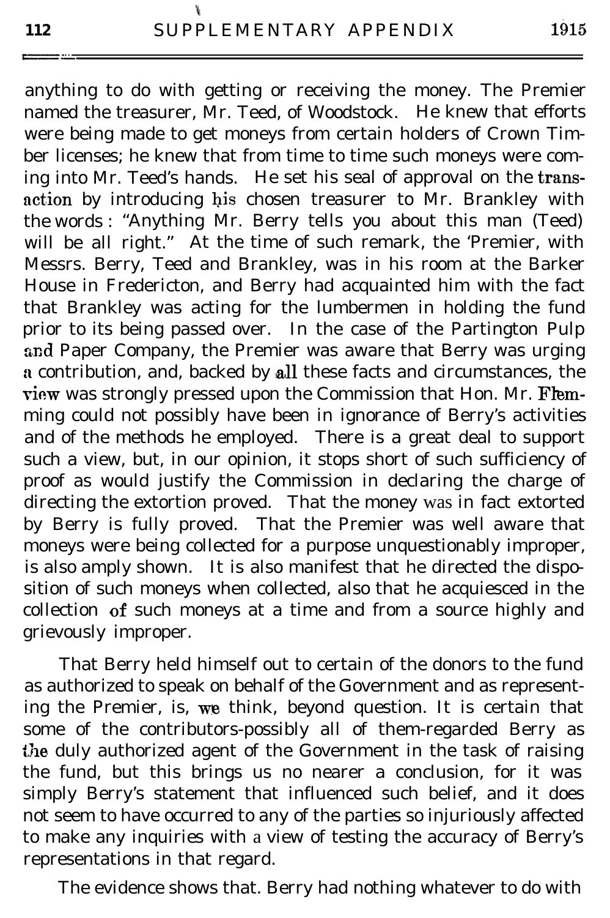anything to do with getting or receiving the money. The Premier named the treasurer, Mr. Teed, of Woodstock. He knew that efforts were being made to get moneys from certain holders of Crown Timber licenses; he knew that from time to time such moneys were coming into Mr. Teed's hands. He set his seal of approval on the transaction by introducing his chosen treasurer to Mr. Brankley with the words: "Anything Mr. Berry tells you about this man (Teed) will be all right." At the time of such remark, the Premier, with Messrs. Berry, Teed and Brankley, was in his room at the Barker House in Fredericton, and Berry had acquainted him with the fact that Brankley was acting for the lumbermen in holding the fund prior to its being passed over. In the case of the Partington Pulp and Paper Company, the Premier was aware that Berry was urging a contribution, and, backed by all these facts and circumstances, the view was strongly pressed upon the Commission that Hon. Mr. Flemming could not possibly have been in ignorance of Berry's activities and of the methods he employed. There is a great deal to support such a view, but, in our opinion, it stops short of such sufficiency of proof as would justify the Commission in declaring the charge of directing the extortion proved. That the money was in fact extorted by Berry is fully proved. That the Premier was well aware that moneys were being collected for a purpose unquestionably improper, is also amply shown. It is also manifest that he directed the disposition of such moneys when collected, also that he acquiesced in the collection of such moneys at a time and from a source highly and grievously improper.

That Berry held himself out to certain of the donors to the fund as authorized to speak on behalf of the Government and as representing the Premier, is, we think, beyond question. It is certain that some of the contributors-possibly all of them-regarded Berry as the duly authorized agent of the Government in the task of raising the fund, but this brings us no nearer a conclusion, for it was simply Berry's statement that influenced such belief, and it does not seem to have occurred to any of the parties so injuriously affected to make any inquiries with a view of testing the accuracy of Berry's representations in that regard.

The evidence shows that. Berry had nothing whatever to do with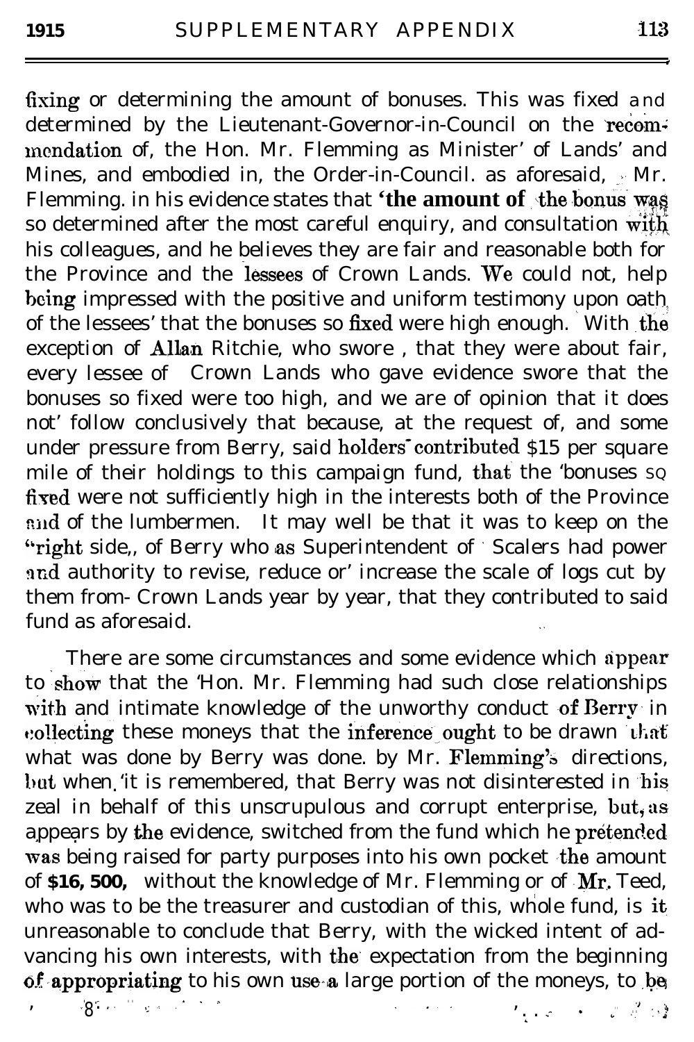fixing or determining the amount of bonuses. This was fixed and determined by the Lieutenant-Governor-in-Council on the recommendation of, the Hon. Mr. Flemming as Minister' of Lands' and Mines, and embodied in, the Order-in-Council. as aforesaid, Mr. Flemming. in his evidence states that '**the amount of the bonus was** so determined after the most careful enquiry, and consultation with his colleagues, and he believes they are fair and reasonable both for the Province and the lessees of Crown Lands. We could not, help being impressed with the positive and uniform testimony upon oath of the lessees' that the bonuses so fixed were high enough. With the exception of Allan Ritchie, who swore , that they were about fair, every lessee of Crown Lands who gave evidence swore that the bonuses so fixed were too high, and we are of opinion that it does not' follow conclusively that because, at the request of, and some under pressure from Berry, said holders contributed $15 per square mile of their holdings to this campaign fund, that the 'bonuses so fixed were not sufficiently high in the interests both of the Province and of the lumbermen. It may well be that it was to keep on the "right side,, of Berry who as Superintendent of Scalers had power and authority to revise, reduce or' increase the scale of logs cut by them from- Crown Lands year by year, that they contributed to said fund as aforesaid.

There are some circumstances and some evidence which appear to show that the 'Hon. Mr. Flemming had such close relationships with and intimate knowledge of the unworthy conduct of Berry in collecting these moneys that the inference ought to be drawn that what was done by Berry was done. by Mr. Flemming's directions, but when 'it is remembered, that Berry was not disinterested in his zeal in behalf of this unscrupulous and corrupt enterprise, but, as appears by the evidence, switched from the fund which he pretended was being raised for party purposes into his own pocket the amount of **$16, 500,** without the knowledge of Mr. Flemming or of Mr. Teed, who was to be the treasurer and custodian of this, whole fund, is it unreasonable to conclude that Berry, with the wicked intent of advancing his own interests, with the expectation from the beginning of appropriating to his own use a large portion of the moneys, to be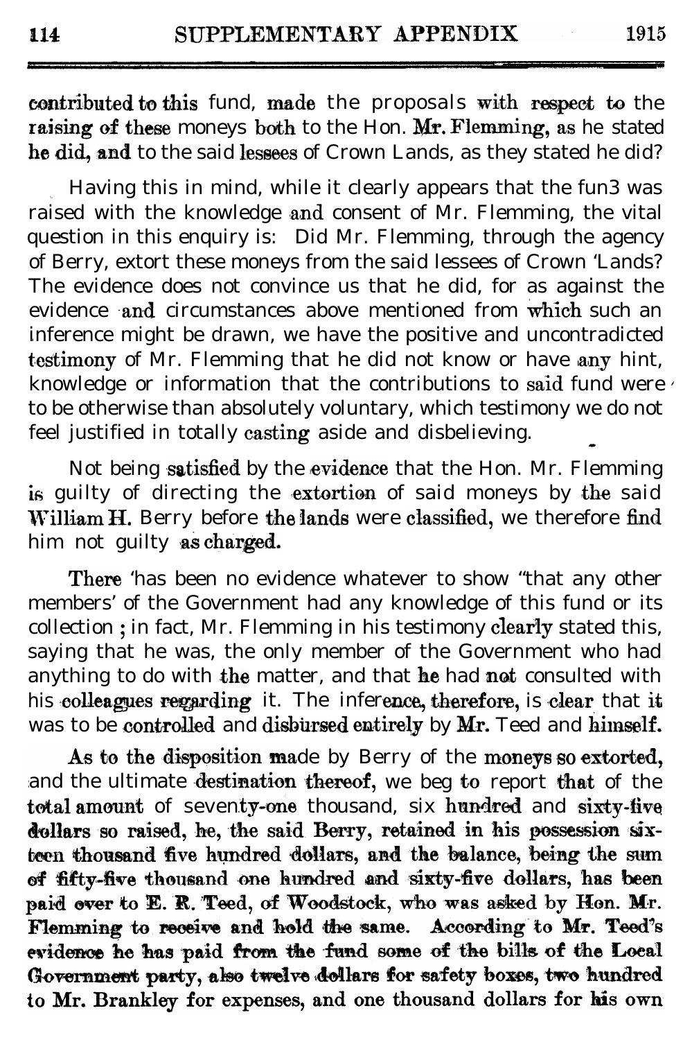contributed to this fund, made the proposals with respect to the raising of these moneys both to the Hon. Mr. Flemming, as he stated he did, and to the said lessees of Crown Lands, as they stated he did?

Having this in mind, while it clearly appears that the fun3 was raised with the knowledge and consent of Mr. Flemming, the vital question in this enquiry is: Did Mr. Flemming, through the agency of Berry, extort these moneys from the said lessees of Crown 'Lands? The evidence does not convince us that he did, for as against the evidence and circumstances above mentioned from which such an inference might be drawn, we have the positive and uncontradicted testimony of Mr. Flemming that he did not know or have any hint, knowledge or information that the contributions to said fund were to be otherwise than absolutely voluntary, which testimony we do not feel justified in totally casting aside and disbelieving.

Not being satisfied by the evidence that the Hon. Mr. Flemming is guilty of directing the extortion of said moneys by the said William H. Berry before the lands were classified, we therefore find him not guilty as charged.

There 'has been no evidence whatever to show "that any other members' of the Government had any knowledge of this fund or its collection ; in fact, Mr. Flemming in his testimony clearly stated this, saying that he was, the only member of the Government who had anything to do with the matter, and that he had not consulted with his colleagues regarding it. The inference, therefore, is clear that it was to be controlled and disbursed entirely by Mr. Teed and himself.

As to the disposition made by Berry of the moneys so extorted, and the ultimate destination thereof, we beg to report that of the total amount of seventy-one thousand, six hundred and sixty-five dollars so raised, he, the said Berry, retained in his possession sixteen thousand five hundred dollars, and the balance, being the sum of fifty-five thousand one hundred and sixty-five dollars, has been paid over to E. R. Teed, of Woodstock, who was asked by Hon. Mr. Flemming to receive and hold the same. According to Mr. Teed's evidence he has paid from the fund some of the bills of the Local Government party, also twelve dollars for safety boxes, two hundred to Mr. Brankley for expenses, and one thousand dollars for his own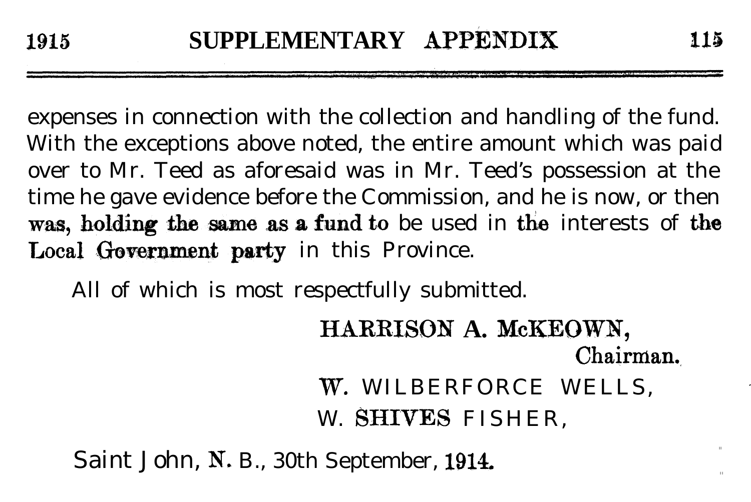expenses in connection with the collection and handling of the fund. With the exceptions above noted, the entire amount which was paid over to Mr. Teed as aforesaid was in Mr. Teed's possession at the time he gave evidence before the Commission, and he is now, or then was, holding the same as a fund to be used in the interests of the Local Government party in this Province.

All of which is most respectfully submitted.

HARRISON A. McKEOWN,
Chairman.

W. WILBERFORCE WELLS,

W. SHIVES FISHER,

Saint John, N. B., 30th September, 1914.